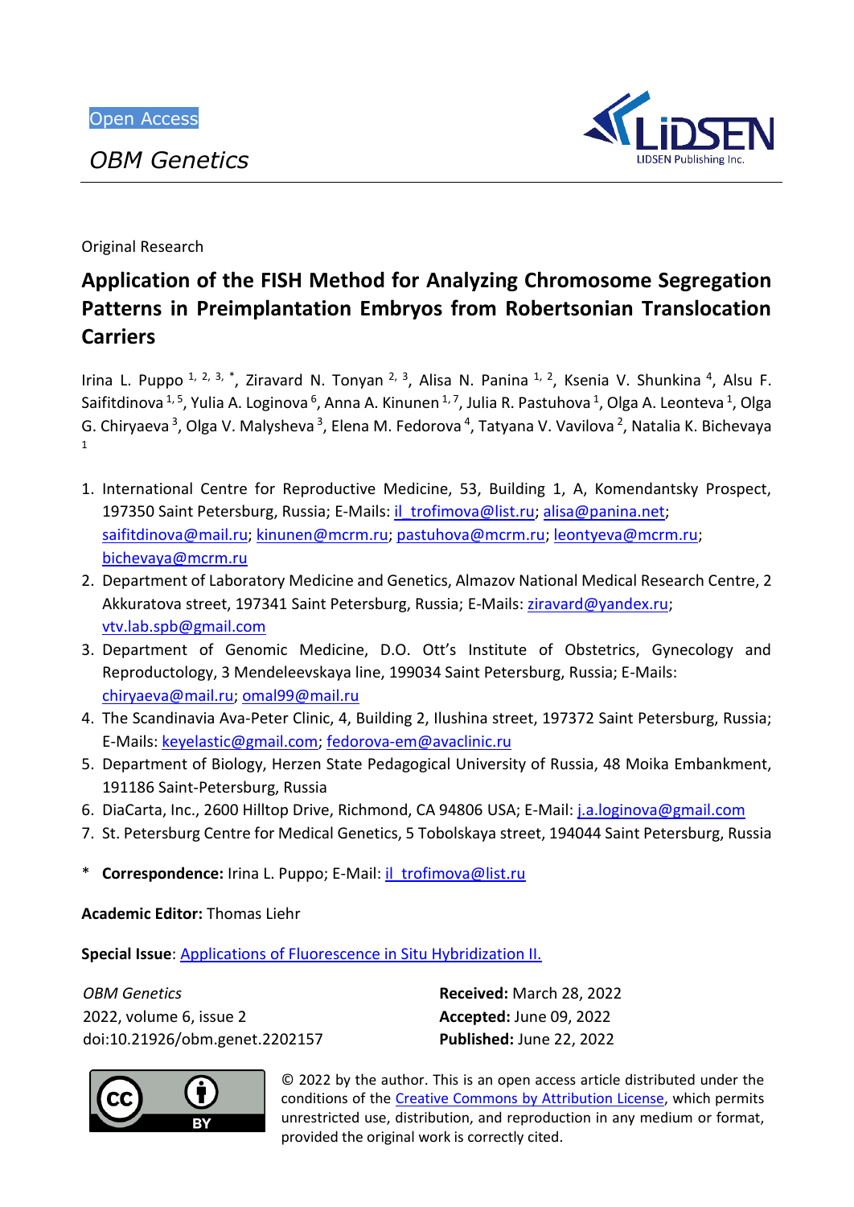Open Access

*OBM Genetics*

Original Research

# Application of the FISH Method for Analyzing Chromosome Segregation Patterns in Preimplantation Embryos from Robertsonian Translocation Carriers

Irina L. Puppo [1, 2, 3, *], Ziravard N. Tonyan [2, 3], Alisa N. Panina [1, 2], Ksenia V. Shunkina [4], Alsu F. Saifitdinova [1, 5], Yulia A. Loginova [6], Anna A. Kinunen [1, 7], Julia R. Pastuhova [1], Olga A. Leonteva [1], Olga G. Chiryaeva [3], Olga V. Malysheva [3], Elena M. Fedorova [4], Tatyana V. Vavilova [2], Natalia K. Bichevaya [1]

1. International Centre for Reproductive Medicine, 53, Building 1, A, Komendantsky Prospect, 197350 Saint Petersburg, Russia; E-Mails: il_trofimova@list.ru; alisa@panina.net; saifitdinova@mail.ru; kinunen@mcrm.ru; pastuhova@mcrm.ru; leontyeva@mcrm.ru; bichevaya@mcrm.ru
2. Department of Laboratory Medicine and Genetics, Almazov National Medical Research Centre, 2 Akkuratova street, 197341 Saint Petersburg, Russia; E-Mails: ziravard@yandex.ru; vtv.lab.spb@gmail.com
3. Department of Genomic Medicine, D.O. Ott's Institute of Obstetrics, Gynecology and Reproductology, 3 Mendeleevskaya line, 199034 Saint Petersburg, Russia; E-Mails: chiryaeva@mail.ru; omal99@mail.ru
4. The Scandinavia Ava-Peter Clinic, 4, Building 2, Ilushina street, 197372 Saint Petersburg, Russia; E-Mails: keyelastic@gmail.com; fedorova-em@avaclinic.ru
5. Department of Biology, Herzen State Pedagogical University of Russia, 48 Moika Embankment, 191186 Saint-Petersburg, Russia
6. DiaCarta, Inc., 2600 Hilltop Drive, Richmond, CA 94806 USA; E-Mail: j.a.loginova@gmail.com
7. St. Petersburg Centre for Medical Genetics, 5 Tobolskaya street, 194044 Saint Petersburg, Russia

\* **Correspondence:** Irina L. Puppo; E-Mail: il_trofimova@list.ru

**Academic Editor:** Thomas Liehr

**Special Issue**: Applications of Fluorescence in Situ Hybridization II.

*OBM Genetics*
2022, volume 6, issue 2
doi:10.21926/obm.genet.2202157

**Received:** March 28, 2022
**Accepted:** June 09, 2022
**Published:** June 22, 2022

© 2022 by the author. This is an open access article distributed under the conditions of the Creative Commons by Attribution License, which permits unrestricted use, distribution, and reproduction in any medium or format, provided the original work is correctly cited.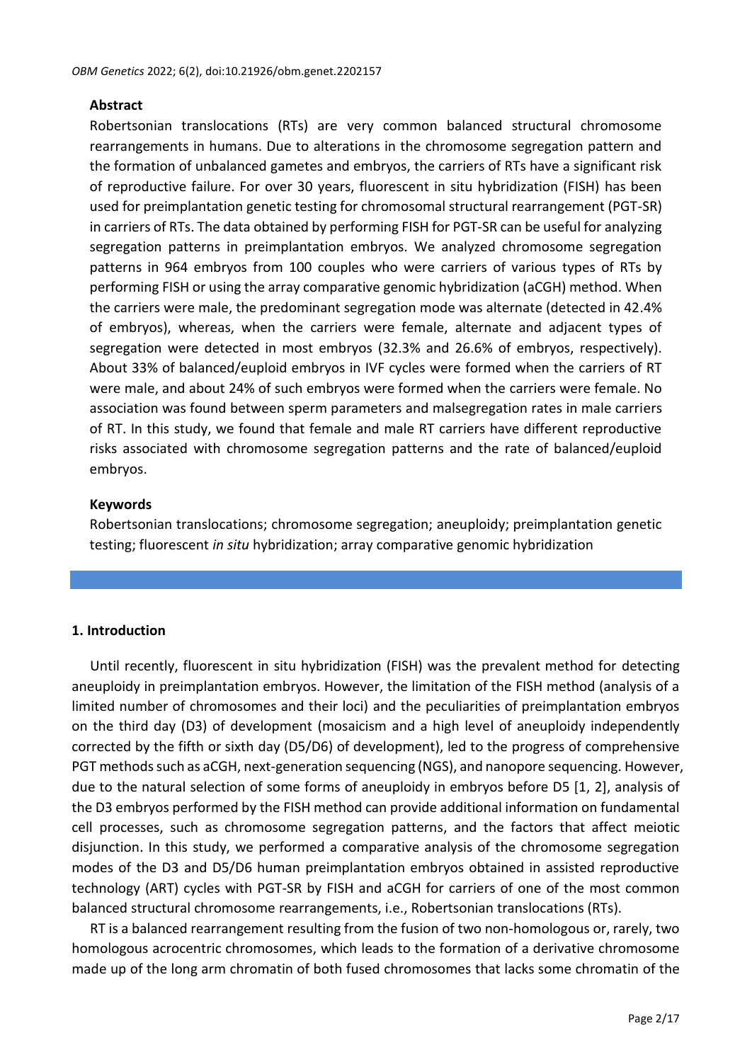## Abstract

Robertsonian translocations (RTs) are very common balanced structural chromosome rearrangements in humans. Due to alterations in the chromosome segregation pattern and the formation of unbalanced gametes and embryos, the carriers of RTs have a significant risk of reproductive failure. For over 30 years, fluorescent in situ hybridization (FISH) has been used for preimplantation genetic testing for chromosomal structural rearrangement (PGT-SR) in carriers of RTs. The data obtained by performing FISH for PGT-SR can be useful for analyzing segregation patterns in preimplantation embryos. We analyzed chromosome segregation patterns in 964 embryos from 100 couples who were carriers of various types of RTs by performing FISH or using the array comparative genomic hybridization (aCGH) method. When the carriers were male, the predominant segregation mode was alternate (detected in 42.4% of embryos), whereas, when the carriers were female, alternate and adjacent types of segregation were detected in most embryos (32.3% and 26.6% of embryos, respectively). About 33% of balanced/euploid embryos in IVF cycles were formed when the carriers of RT were male, and about 24% of such embryos were formed when the carriers were female. No association was found between sperm parameters and malsegregation rates in male carriers of RT. In this study, we found that female and male RT carriers have different reproductive risks associated with chromosome segregation patterns and the rate of balanced/euploid embryos.

## Keywords

Robertsonian translocations; chromosome segregation; aneuploidy; preimplantation genetic testing; fluorescent *in situ* hybridization; array comparative genomic hybridization

## 1. Introduction

Until recently, fluorescent in situ hybridization (FISH) was the prevalent method for detecting aneuploidy in preimplantation embryos. However, the limitation of the FISH method (analysis of a limited number of chromosomes and their loci) and the peculiarities of preimplantation embryos on the third day (D3) of development (mosaicism and a high level of aneuploidy independently corrected by the fifth or sixth day (D5/D6) of development), led to the progress of comprehensive PGT methods such as aCGH, next-generation sequencing (NGS), and nanopore sequencing. However, due to the natural selection of some forms of aneuploidy in embryos before D5 [1, 2], analysis of the D3 embryos performed by the FISH method can provide additional information on fundamental cell processes, such as chromosome segregation patterns, and the factors that affect meiotic disjunction. In this study, we performed a comparative analysis of the chromosome segregation modes of the D3 and D5/D6 human preimplantation embryos obtained in assisted reproductive technology (ART) cycles with PGT-SR by FISH and aCGH for carriers of one of the most common balanced structural chromosome rearrangements, i.e., Robertsonian translocations (RTs).

RT is a balanced rearrangement resulting from the fusion of two non-homologous or, rarely, two homologous acrocentric chromosomes, which leads to the formation of a derivative chromosome made up of the long arm chromatin of both fused chromosomes that lacks some chromatin of the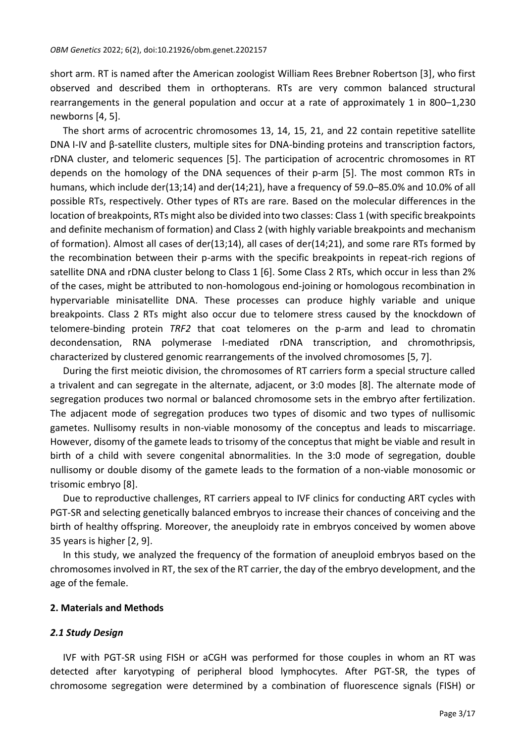short arm. RT is named after the American zoologist William Rees Brebner Robertson [3], who first observed and described them in orthopterans. RTs are very common balanced structural rearrangements in the general population and occur at a rate of approximately 1 in 800–1,230 newborns [4, 5].

The short arms of acrocentric chromosomes 13, 14, 15, 21, and 22 contain repetitive satellite DNA I-IV and β-satellite clusters, multiple sites for DNA-binding proteins and transcription factors, rDNA cluster, and telomeric sequences [5]. The participation of acrocentric chromosomes in RT depends on the homology of the DNA sequences of their p-arm [5]. The most common RTs in humans, which include der(13;14) and der(14;21), have a frequency of 59.0–85.0% and 10.0% of all possible RTs, respectively. Other types of RTs are rare. Based on the molecular differences in the location of breakpoints, RTs might also be divided into two classes: Class 1 (with specific breakpoints and definite mechanism of formation) and Class 2 (with highly variable breakpoints and mechanism of formation). Almost all cases of der(13;14), all cases of der(14;21), and some rare RTs formed by the recombination between their p-arms with the specific breakpoints in repeat-rich regions of satellite DNA and rDNA cluster belong to Class 1 [6]. Some Class 2 RTs, which occur in less than 2% of the cases, might be attributed to non-homologous end-joining or homologous recombination in hypervariable minisatellite DNA. These processes can produce highly variable and unique breakpoints. Class 2 RTs might also occur due to telomere stress caused by the knockdown of telomere-binding protein *TRF2* that coat telomeres on the p-arm and lead to chromatin decondensation, RNA polymerase I-mediated rDNA transcription, and chromothripsis, characterized by clustered genomic rearrangements of the involved chromosomes [5, 7].

During the first meiotic division, the chromosomes of RT carriers form a special structure called a trivalent and can segregate in the alternate, adjacent, or 3:0 modes [8]. The alternate mode of segregation produces two normal or balanced chromosome sets in the embryo after fertilization. The adjacent mode of segregation produces two types of disomic and two types of nullisomic gametes. Nullisomy results in non-viable monosomy of the conceptus and leads to miscarriage. However, disomy of the gamete leads to trisomy of the conceptus that might be viable and result in birth of a child with severe congenital abnormalities. In the 3:0 mode of segregation, double nullisomy or double disomy of the gamete leads to the formation of a non-viable monosomic or trisomic embryo [8].

Due to reproductive challenges, RT carriers appeal to IVF clinics for conducting ART cycles with PGT-SR and selecting genetically balanced embryos to increase their chances of conceiving and the birth of healthy offspring. Moreover, the aneuploidy rate in embryos conceived by women above 35 years is higher [2, 9].

In this study, we analyzed the frequency of the formation of aneuploid embryos based on the chromosomes involved in RT, the sex of the RT carrier, the day of the embryo development, and the age of the female.

## 2. Materials and Methods

### *2.1 Study Design*

IVF with PGT-SR using FISH or aCGH was performed for those couples in whom an RT was detected after karyotyping of peripheral blood lymphocytes. After PGT-SR, the types of chromosome segregation were determined by a combination of fluorescence signals (FISH) or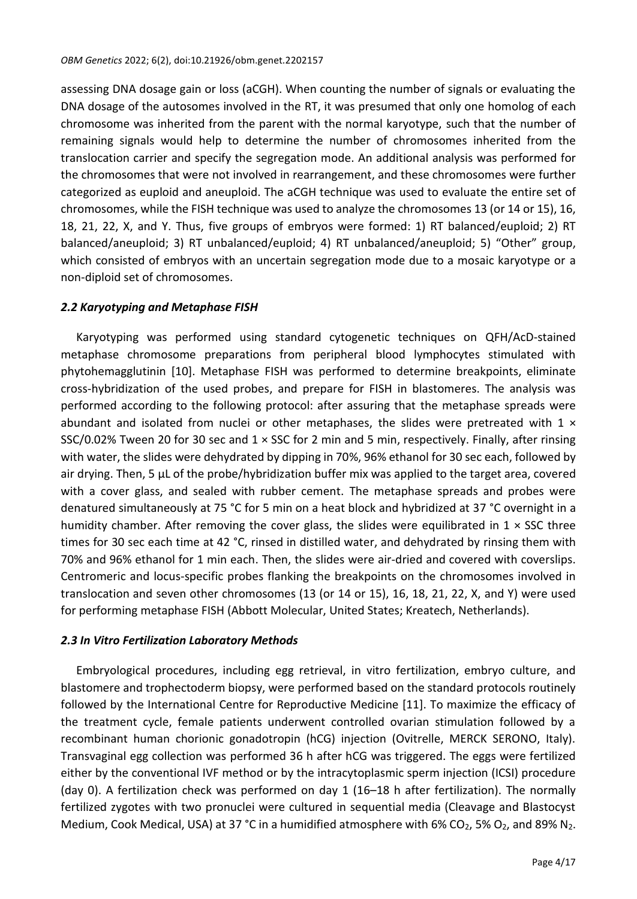assessing DNA dosage gain or loss (aCGH). When counting the number of signals or evaluating the DNA dosage of the autosomes involved in the RT, it was presumed that only one homolog of each chromosome was inherited from the parent with the normal karyotype, such that the number of remaining signals would help to determine the number of chromosomes inherited from the translocation carrier and specify the segregation mode. An additional analysis was performed for the chromosomes that were not involved in rearrangement, and these chromosomes were further categorized as euploid and aneuploid. The aCGH technique was used to evaluate the entire set of chromosomes, while the FISH technique was used to analyze the chromosomes 13 (or 14 or 15), 16, 18, 21, 22, X, and Y. Thus, five groups of embryos were formed: 1) RT balanced/euploid; 2) RT balanced/aneuploid; 3) RT unbalanced/euploid; 4) RT unbalanced/aneuploid; 5) "Other" group, which consisted of embryos with an uncertain segregation mode due to a mosaic karyotype or a non-diploid set of chromosomes.

### *2.2 Karyotyping and Metaphase FISH*

Karyotyping was performed using standard cytogenetic techniques on QFH/AcD-stained metaphase chromosome preparations from peripheral blood lymphocytes stimulated with phytohemagglutinin [10]. Metaphase FISH was performed to determine breakpoints, eliminate cross-hybridization of the used probes, and prepare for FISH in blastomeres. The analysis was performed according to the following protocol: after assuring that the metaphase spreads were abundant and isolated from nuclei or other metaphases, the slides were pretreated with 1 × SSC/0.02% Tween 20 for 30 sec and 1 × SSC for 2 min and 5 min, respectively. Finally, after rinsing with water, the slides were dehydrated by dipping in 70%, 96% ethanol for 30 sec each, followed by air drying. Then, 5 µL of the probe/hybridization buffer mix was applied to the target area, covered with a cover glass, and sealed with rubber cement. The metaphase spreads and probes were denatured simultaneously at 75 °C for 5 min on a heat block and hybridized at 37 °C overnight in a humidity chamber. After removing the cover glass, the slides were equilibrated in 1 × SSC three times for 30 sec each time at 42 °C, rinsed in distilled water, and dehydrated by rinsing them with 70% and 96% ethanol for 1 min each. Then, the slides were air-dried and covered with coverslips. Centromeric and locus-specific probes flanking the breakpoints on the chromosomes involved in translocation and seven other chromosomes (13 (or 14 or 15), 16, 18, 21, 22, X, and Y) were used for performing metaphase FISH (Abbott Molecular, United States; Kreatech, Netherlands).

### *2.3 In Vitro Fertilization Laboratory Methods*

Embryological procedures, including egg retrieval, in vitro fertilization, embryo culture, and blastomere and trophectoderm biopsy, were performed based on the standard protocols routinely followed by the International Centre for Reproductive Medicine [11]. To maximize the efficacy of the treatment cycle, female patients underwent controlled ovarian stimulation followed by a recombinant human chorionic gonadotropin (hCG) injection (Ovitrelle, MERCK SERONO, Italy). Transvaginal egg collection was performed 36 h after hCG was triggered. The eggs were fertilized either by the conventional IVF method or by the intracytoplasmic sperm injection (ICSI) procedure (day 0). A fertilization check was performed on day 1 (16–18 h after fertilization). The normally fertilized zygotes with two pronuclei were cultured in sequential media (Cleavage and Blastocyst Medium, Cook Medical, USA) at 37 °C in a humidified atmosphere with 6% $CO_2$, 5% $O_2$, and 89% $N_2$.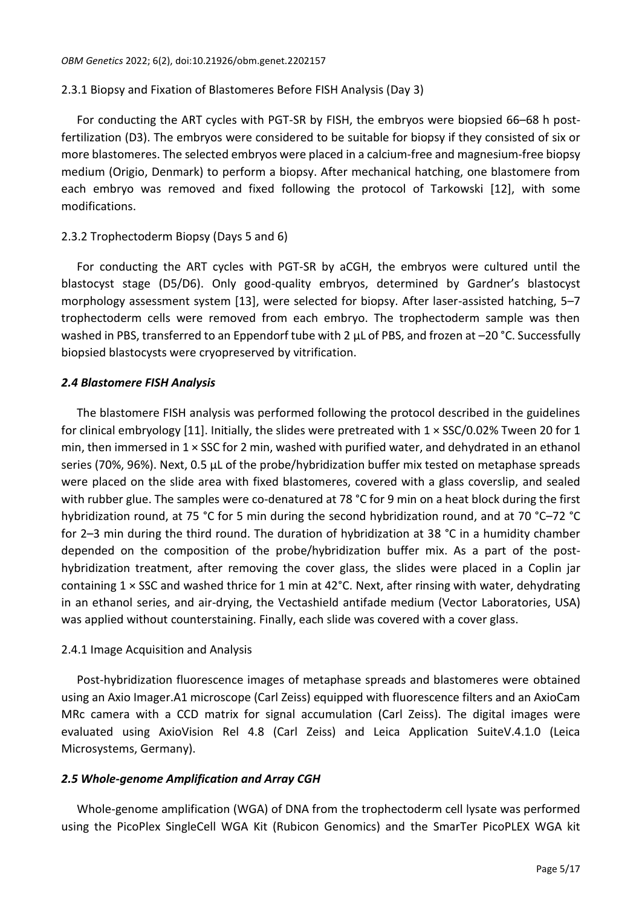#### 2.3.1 Biopsy and Fixation of Blastomeres Before FISH Analysis (Day 3)

For conducting the ART cycles with PGT-SR by FISH, the embryos were biopsied 66–68 h post-fertilization (D3). The embryos were considered to be suitable for biopsy if they consisted of six or more blastomeres. The selected embryos were placed in a calcium-free and magnesium-free biopsy medium (Origio, Denmark) to perform a biopsy. After mechanical hatching, one blastomere from each embryo was removed and fixed following the protocol of Tarkowski [12], with some modifications.

#### 2.3.2 Trophectoderm Biopsy (Days 5 and 6)

For conducting the ART cycles with PGT-SR by aCGH, the embryos were cultured until the blastocyst stage (D5/D6). Only good-quality embryos, determined by Gardner's blastocyst morphology assessment system [13], were selected for biopsy. After laser-assisted hatching, 5–7 trophectoderm cells were removed from each embryo. The trophectoderm sample was then washed in PBS, transferred to an Eppendorf tube with 2 µL of PBS, and frozen at –20 °C. Successfully biopsied blastocysts were cryopreserved by vitrification.

### *2.4 Blastomere FISH Analysis*

The blastomere FISH analysis was performed following the protocol described in the guidelines for clinical embryology [11]. Initially, the slides were pretreated with 1 × SSC/0.02% Tween 20 for 1 min, then immersed in 1 × SSC for 2 min, washed with purified water, and dehydrated in an ethanol series (70%, 96%). Next, 0.5 µL of the probe/hybridization buffer mix tested on metaphase spreads were placed on the slide area with fixed blastomeres, covered with a glass coverslip, and sealed with rubber glue. The samples were co-denatured at 78 °C for 9 min on a heat block during the first hybridization round, at 75 °C for 5 min during the second hybridization round, and at 70 °C–72 °C for 2–3 min during the third round. The duration of hybridization at 38 °C in a humidity chamber depended on the composition of the probe/hybridization buffer mix. As a part of the post-hybridization treatment, after removing the cover glass, the slides were placed in a Coplin jar containing 1 × SSC and washed thrice for 1 min at 42°C. Next, after rinsing with water, dehydrating in an ethanol series, and air-drying, the Vectashield antifade medium (Vector Laboratories, USA) was applied without counterstaining. Finally, each slide was covered with a cover glass.

#### 2.4.1 Image Acquisition and Analysis

Post-hybridization fluorescence images of metaphase spreads and blastomeres were obtained using an Axio Imager.A1 microscope (Carl Zeiss) equipped with fluorescence filters and an AxioCam MRc camera with a CCD matrix for signal accumulation (Carl Zeiss). The digital images were evaluated using AxioVision Rel 4.8 (Carl Zeiss) and Leica Application SuiteV.4.1.0 (Leica Microsystems, Germany).

### *2.5 Whole-genome Amplification and Array CGH*

Whole-genome amplification (WGA) of DNA from the trophectoderm cell lysate was performed using the PicoPlex SingleCell WGA Kit (Rubicon Genomics) and the SmarTer PicoPLEX WGA kit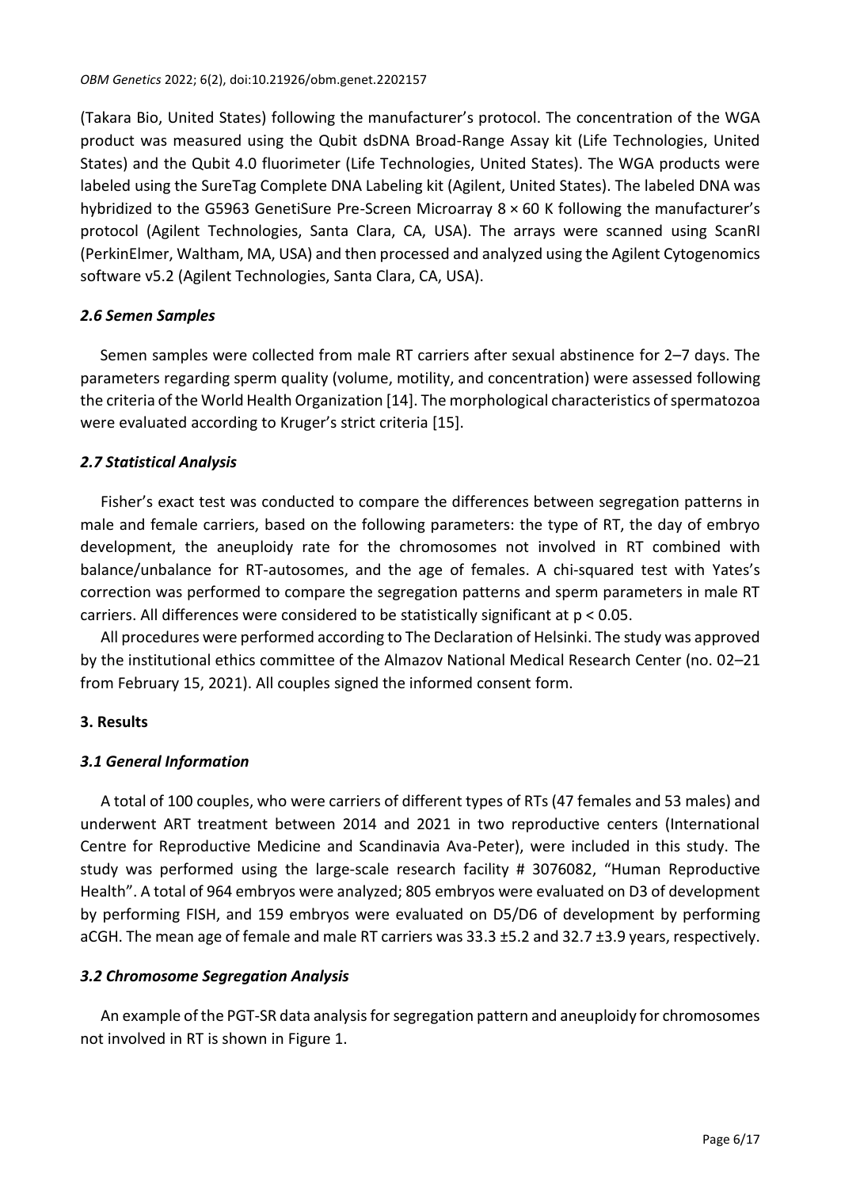(Takara Bio, United States) following the manufacturer's protocol. The concentration of the WGA product was measured using the Qubit dsDNA Broad-Range Assay kit (Life Technologies, United States) and the Qubit 4.0 fluorimeter (Life Technologies, United States). The WGA products were labeled using the SureTag Complete DNA Labeling kit (Agilent, United States). The labeled DNA was hybridized to the G5963 GenetiSure Pre-Screen Microarray 8 × 60 K following the manufacturer's protocol (Agilent Technologies, Santa Clara, CA, USA). The arrays were scanned using ScanRI (PerkinElmer, Waltham, MA, USA) and then processed and analyzed using the Agilent Cytogenomics software v5.2 (Agilent Technologies, Santa Clara, CA, USA).

### *2.6 Semen Samples*

Semen samples were collected from male RT carriers after sexual abstinence for 2–7 days. The parameters regarding sperm quality (volume, motility, and concentration) were assessed following the criteria of the World Health Organization [14]. The morphological characteristics of spermatozoa were evaluated according to Kruger's strict criteria [15].

### *2.7 Statistical Analysis*

Fisher's exact test was conducted to compare the differences between segregation patterns in male and female carriers, based on the following parameters: the type of RT, the day of embryo development, the aneuploidy rate for the chromosomes not involved in RT combined with balance/unbalance for RT-autosomes, and the age of females. A chi-squared test with Yates's correction was performed to compare the segregation patterns and sperm parameters in male RT carriers. All differences were considered to be statistically significant at $p < 0.05$.

All procedures were performed according to The Declaration of Helsinki. The study was approved by the institutional ethics committee of the Almazov National Medical Research Center (no. 02–21 from February 15, 2021). All couples signed the informed consent form.

## **3. Results**

### *3.1 General Information*

A total of 100 couples, who were carriers of different types of RTs (47 females and 53 males) and underwent ART treatment between 2014 and 2021 in two reproductive centers (International Centre for Reproductive Medicine and Scandinavia Ava-Peter), were included in this study. The study was performed using the large-scale research facility # 3076082, "Human Reproductive Health". A total of 964 embryos were analyzed; 805 embryos were evaluated on D3 of development by performing FISH, and 159 embryos were evaluated on D5/D6 of development by performing aCGH. The mean age of female and male RT carriers was 33.3 ±5.2 and 32.7 ±3.9 years, respectively.

### *3.2 Chromosome Segregation Analysis*

An example of the PGT-SR data analysis for segregation pattern and aneuploidy for chromosomes not involved in RT is shown in Figure 1.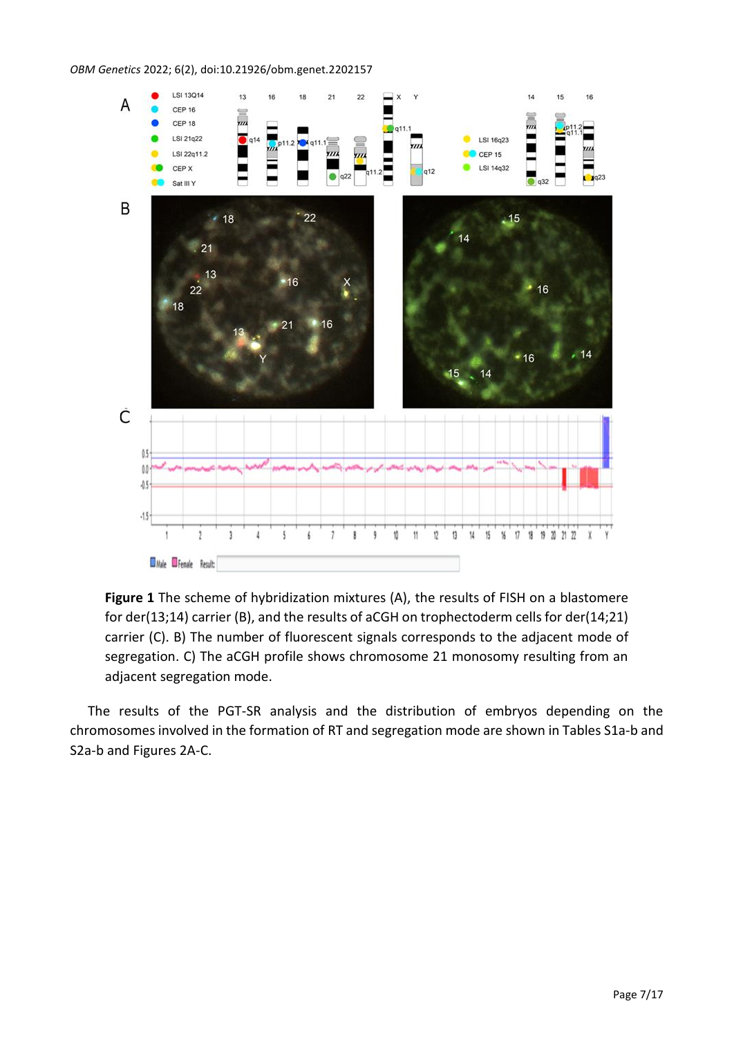**Figure 1** The scheme of hybridization mixtures (A), the results of FISH on a blastomere for der(13;14) carrier (B), and the results of aCGH on trophectoderm cells for der(14;21) carrier (C). B) The number of fluorescent signals corresponds to the adjacent mode of segregation. C) The aCGH profile shows chromosome 21 monosomy resulting from an adjacent segregation mode.

The results of the PGT-SR analysis and the distribution of embryos depending on the chromosomes involved in the formation of RT and segregation mode are shown in Tables S1a-b and S2a-b and Figures 2A-C.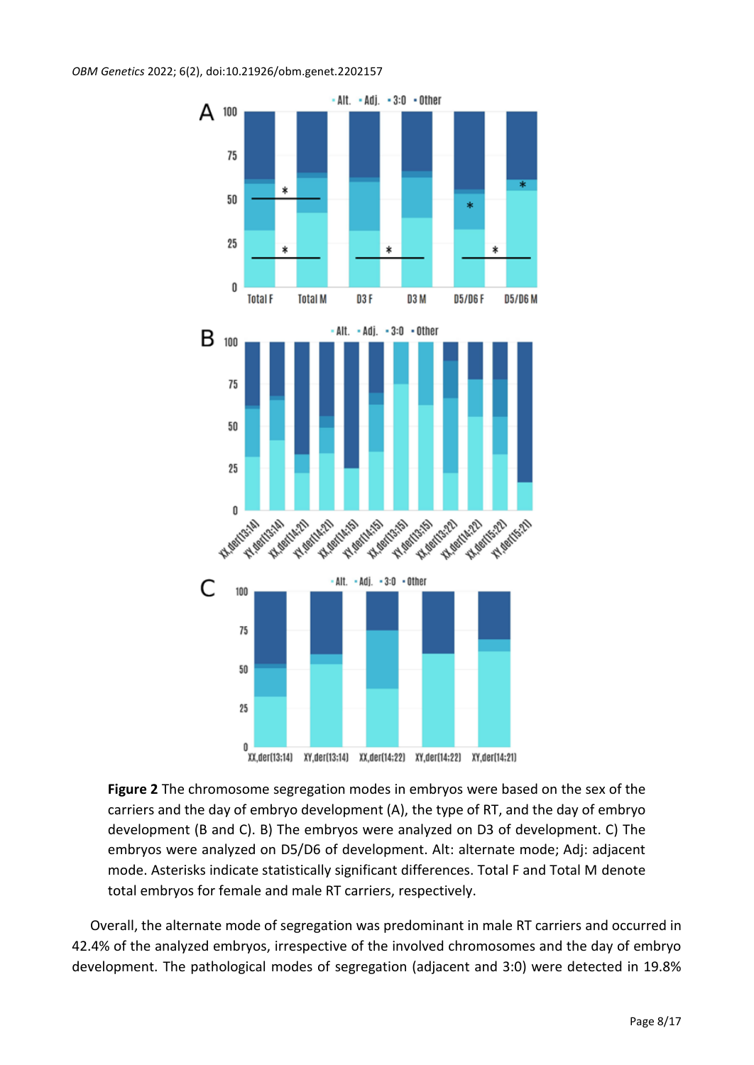**Figure 2** The chromosome segregation modes in embryos were based on the sex of the carriers and the day of embryo development (A), the type of RT, and the day of embryo development (B and C). B) The embryos were analyzed on D3 of development. C) The embryos were analyzed on D5/D6 of development. Alt: alternate mode; Adj: adjacent mode. Asterisks indicate statistically significant differences. Total F and Total M denote total embryos for female and male RT carriers, respectively.

Overall, the alternate mode of segregation was predominant in male RT carriers and occurred in 42.4% of the analyzed embryos, irrespective of the involved chromosomes and the day of embryo development. The pathological modes of segregation (adjacent and 3:0) were detected in 19.8%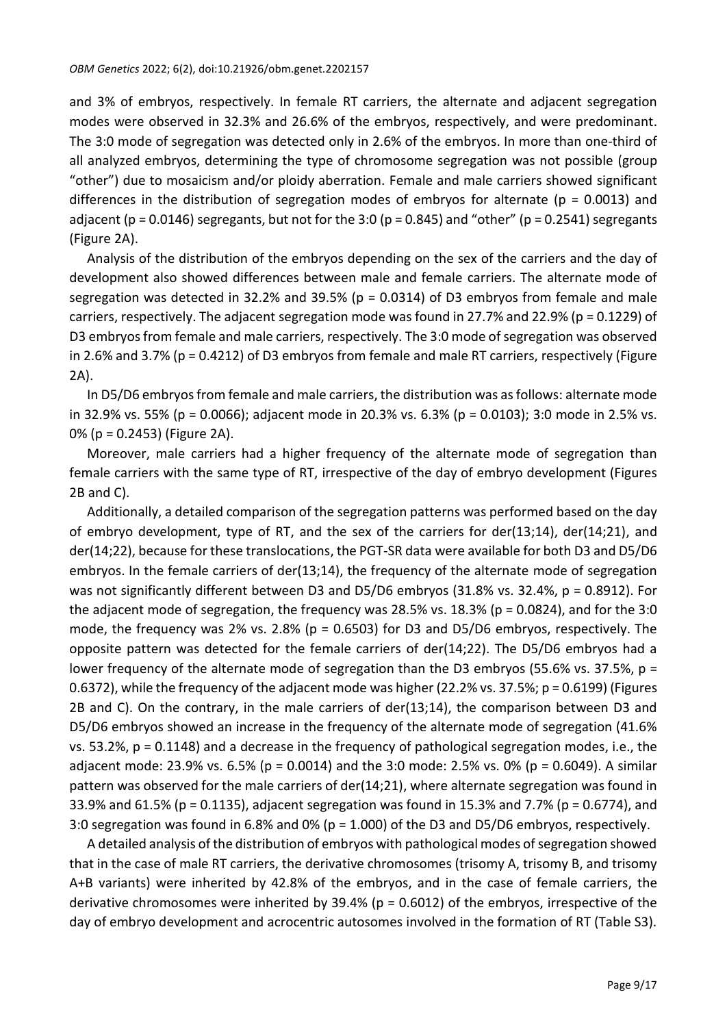and 3% of embryos, respectively. In female RT carriers, the alternate and adjacent segregation modes were observed in 32.3% and 26.6% of the embryos, respectively, and were predominant. The 3:0 mode of segregation was detected only in 2.6% of the embryos. In more than one-third of all analyzed embryos, determining the type of chromosome segregation was not possible (group "other") due to mosaicism and/or ploidy aberration. Female and male carriers showed significant differences in the distribution of segregation modes of embryos for alternate ($p = 0.0013$) and adjacent ($p = 0.0146$) segregants, but not for the 3:0 ($p = 0.845$) and "other" ($p = 0.2541$) segregants (Figure 2A).

Analysis of the distribution of the embryos depending on the sex of the carriers and the day of development also showed differences between male and female carriers. The alternate mode of segregation was detected in 32.2% and 39.5% ($p = 0.0314$) of D3 embryos from female and male carriers, respectively. The adjacent segregation mode was found in 27.7% and 22.9% ($p = 0.1229$) of D3 embryos from female and male carriers, respectively. The 3:0 mode of segregation was observed in 2.6% and 3.7% ($p = 0.4212$) of D3 embryos from female and male RT carriers, respectively (Figure 2A).

In D5/D6 embryos from female and male carriers, the distribution was as follows: alternate mode in 32.9% vs. 55% ($p = 0.0066$); adjacent mode in 20.3% vs. 6.3% ($p = 0.0103$); 3:0 mode in 2.5% vs. 0% ($p = 0.2453$) (Figure 2A).

Moreover, male carriers had a higher frequency of the alternate mode of segregation than female carriers with the same type of RT, irrespective of the day of embryo development (Figures 2B and C).

Additionally, a detailed comparison of the segregation patterns was performed based on the day of embryo development, type of RT, and the sex of the carriers for der(13;14), der(14;21), and der(14;22), because for these translocations, the PGT-SR data were available for both D3 and D5/D6 embryos. In the female carriers of der(13;14), the frequency of the alternate mode of segregation was not significantly different between D3 and D5/D6 embryos (31.8% vs. 32.4%, $p = 0.8912$). For the adjacent mode of segregation, the frequency was 28.5% vs. 18.3% ($p = 0.0824$), and for the 3:0 mode, the frequency was 2% vs. 2.8% ($p = 0.6503$) for D3 and D5/D6 embryos, respectively. The opposite pattern was detected for the female carriers of der(14;22). The D5/D6 embryos had a lower frequency of the alternate mode of segregation than the D3 embryos (55.6% vs. 37.5%, $p = 0.6372$), while the frequency of the adjacent mode was higher (22.2% vs. 37.5%; $p = 0.6199$) (Figures 2B and C). On the contrary, in the male carriers of der(13;14), the comparison between D3 and D5/D6 embryos showed an increase in the frequency of the alternate mode of segregation (41.6% vs. 53.2%, $p = 0.1148$) and a decrease in the frequency of pathological segregation modes, i.e., the adjacent mode: 23.9% vs. 6.5% ($p = 0.0014$) and the 3:0 mode: 2.5% vs. 0% ($p = 0.6049$). A similar pattern was observed for the male carriers of der(14;21), where alternate segregation was found in 33.9% and 61.5% ($p = 0.1135$), adjacent segregation was found in 15.3% and 7.7% ($p = 0.6774$), and 3:0 segregation was found in 6.8% and 0% ($p = 1.000$) of the D3 and D5/D6 embryos, respectively.

A detailed analysis of the distribution of embryos with pathological modes of segregation showed that in the case of male RT carriers, the derivative chromosomes (trisomy A, trisomy B, and trisomy A+B variants) were inherited by 42.8% of the embryos, and in the case of female carriers, the derivative chromosomes were inherited by 39.4% ($p = 0.6012$) of the embryos, irrespective of the day of embryo development and acrocentric autosomes involved in the formation of RT (Table S3).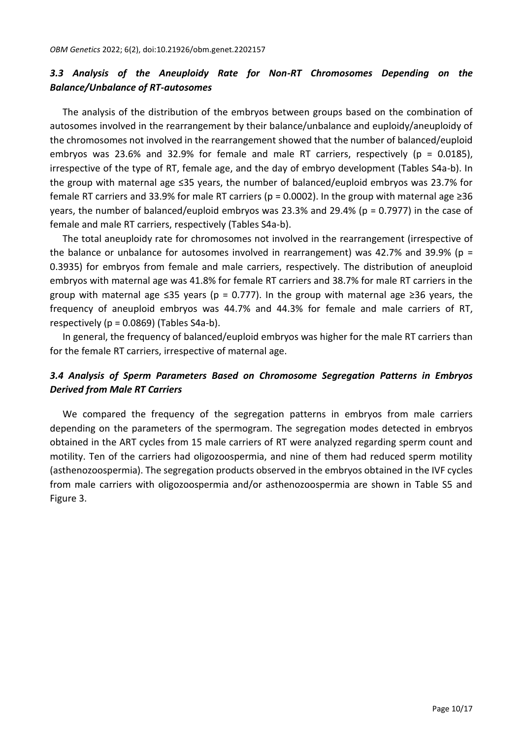### *3.3 Analysis of the Aneuploidy Rate for Non-RT Chromosomes Depending on the Balance/Unbalance of RT-autosomes*

The analysis of the distribution of the embryos between groups based on the combination of autosomes involved in the rearrangement by their balance/unbalance and euploidy/aneuploidy of the chromosomes not involved in the rearrangement showed that the number of balanced/euploid embryos was 23.6% and 32.9% for female and male RT carriers, respectively ($p = 0.0185$), irrespective of the type of RT, female age, and the day of embryo development (Tables S4a-b). In the group with maternal age ≤35 years, the number of balanced/euploid embryos was 23.7% for female RT carriers and 33.9% for male RT carriers ($p = 0.0002$). In the group with maternal age ≥36 years, the number of balanced/euploid embryos was 23.3% and 29.4% ($p = 0.7977$) in the case of female and male RT carriers, respectively (Tables S4a-b).

The total aneuploidy rate for chromosomes not involved in the rearrangement (irrespective of the balance or unbalance for autosomes involved in rearrangement) was 42.7% and 39.9% ($p = 0.3935$) for embryos from female and male carriers, respectively. The distribution of aneuploid embryos with maternal age was 41.8% for female RT carriers and 38.7% for male RT carriers in the group with maternal age ≤35 years ($p = 0.777$). In the group with maternal age ≥36 years, the frequency of aneuploid embryos was 44.7% and 44.3% for female and male carriers of RT, respectively ($p = 0.0869$) (Tables S4a-b).

In general, the frequency of balanced/euploid embryos was higher for the male RT carriers than for the female RT carriers, irrespective of maternal age.

### *3.4 Analysis of Sperm Parameters Based on Chromosome Segregation Patterns in Embryos Derived from Male RT Carriers*

We compared the frequency of the segregation patterns in embryos from male carriers depending on the parameters of the spermogram. The segregation modes detected in embryos obtained in the ART cycles from 15 male carriers of RT were analyzed regarding sperm count and motility. Ten of the carriers had oligozoospermia, and nine of them had reduced sperm motility (asthenozoospermia). The segregation products observed in the embryos obtained in the IVF cycles from male carriers with oligozoospermia and/or asthenozoospermia are shown in Table S5 and Figure 3.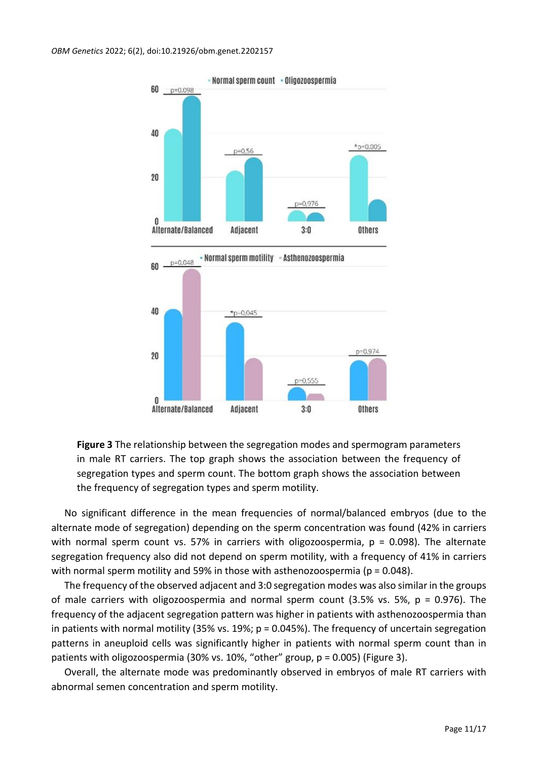**Figure 3** The relationship between the segregation modes and spermogram parameters in male RT carriers. The top graph shows the association between the frequency of segregation types and sperm count. The bottom graph shows the association between the frequency of segregation types and sperm motility.

No significant difference in the mean frequencies of normal/balanced embryos (due to the alternate mode of segregation) depending on the sperm concentration was found (42% in carriers with normal sperm count vs. 57% in carriers with oligozoospermia, $p = 0.098$). The alternate segregation frequency also did not depend on sperm motility, with a frequency of 41% in carriers with normal sperm motility and 59% in those with asthenozoospermia ($p = 0.048$).

The frequency of the observed adjacent and 3:0 segregation modes was also similar in the groups of male carriers with oligozoospermia and normal sperm count (3.5% vs. 5%, $p = 0.976$). The frequency of the adjacent segregation pattern was higher in patients with asthenozoospermia than in patients with normal motility (35% vs. 19%; $p = 0.045$%). The frequency of uncertain segregation patterns in aneuploid cells was significantly higher in patients with normal sperm count than in patients with oligozoospermia (30% vs. 10%, "other" group, $p = 0.005$) (Figure 3).

Overall, the alternate mode was predominantly observed in embryos of male RT carriers with abnormal semen concentration and sperm motility.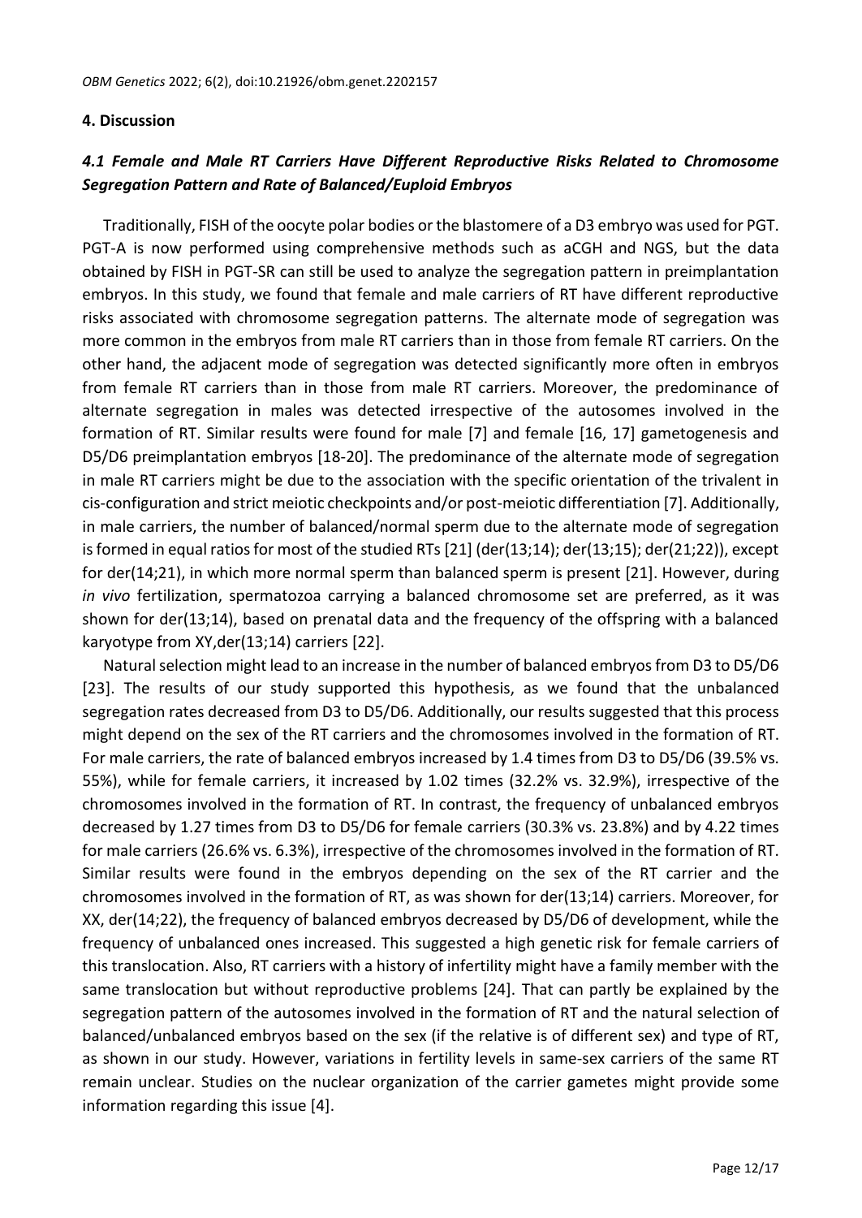## 4. Discussion

### *4.1 Female and Male RT Carriers Have Different Reproductive Risks Related to Chromosome Segregation Pattern and Rate of Balanced/Euploid Embryos*

Traditionally, FISH of the oocyte polar bodies or the blastomere of a D3 embryo was used for PGT. PGT-A is now performed using comprehensive methods such as aCGH and NGS, but the data obtained by FISH in PGT-SR can still be used to analyze the segregation pattern in preimplantation embryos. In this study, we found that female and male carriers of RT have different reproductive risks associated with chromosome segregation patterns. The alternate mode of segregation was more common in the embryos from male RT carriers than in those from female RT carriers. On the other hand, the adjacent mode of segregation was detected significantly more often in embryos from female RT carriers than in those from male RT carriers. Moreover, the predominance of alternate segregation in males was detected irrespective of the autosomes involved in the formation of RT. Similar results were found for male [7] and female [16, 17] gametogenesis and D5/D6 preimplantation embryos [18-20]. The predominance of the alternate mode of segregation in male RT carriers might be due to the association with the specific orientation of the trivalent in cis-configuration and strict meiotic checkpoints and/or post-meiotic differentiation [7]. Additionally, in male carriers, the number of balanced/normal sperm due to the alternate mode of segregation is formed in equal ratios for most of the studied RTs [21] (der(13;14); der(13;15); der(21;22)), except for der(14;21), in which more normal sperm than balanced sperm is present [21]. However, during *in vivo* fertilization, spermatozoa carrying a balanced chromosome set are preferred, as it was shown for der(13;14), based on prenatal data and the frequency of the offspring with a balanced karyotype from XY,der(13;14) carriers [22].

Natural selection might lead to an increase in the number of balanced embryos from D3 to D5/D6 [23]. The results of our study supported this hypothesis, as we found that the unbalanced segregation rates decreased from D3 to D5/D6. Additionally, our results suggested that this process might depend on the sex of the RT carriers and the chromosomes involved in the formation of RT. For male carriers, the rate of balanced embryos increased by 1.4 times from D3 to D5/D6 (39.5% vs. 55%), while for female carriers, it increased by 1.02 times (32.2% vs. 32.9%), irrespective of the chromosomes involved in the formation of RT. In contrast, the frequency of unbalanced embryos decreased by 1.27 times from D3 to D5/D6 for female carriers (30.3% vs. 23.8%) and by 4.22 times for male carriers (26.6% vs. 6.3%), irrespective of the chromosomes involved in the formation of RT. Similar results were found in the embryos depending on the sex of the RT carrier and the chromosomes involved in the formation of RT, as was shown for der(13;14) carriers. Moreover, for XX, der(14;22), the frequency of balanced embryos decreased by D5/D6 of development, while the frequency of unbalanced ones increased. This suggested a high genetic risk for female carriers of this translocation. Also, RT carriers with a history of infertility might have a family member with the same translocation but without reproductive problems [24]. That can partly be explained by the segregation pattern of the autosomes involved in the formation of RT and the natural selection of balanced/unbalanced embryos based on the sex (if the relative is of different sex) and type of RT, as shown in our study. However, variations in fertility levels in same-sex carriers of the same RT remain unclear. Studies on the nuclear organization of the carrier gametes might provide some information regarding this issue [4].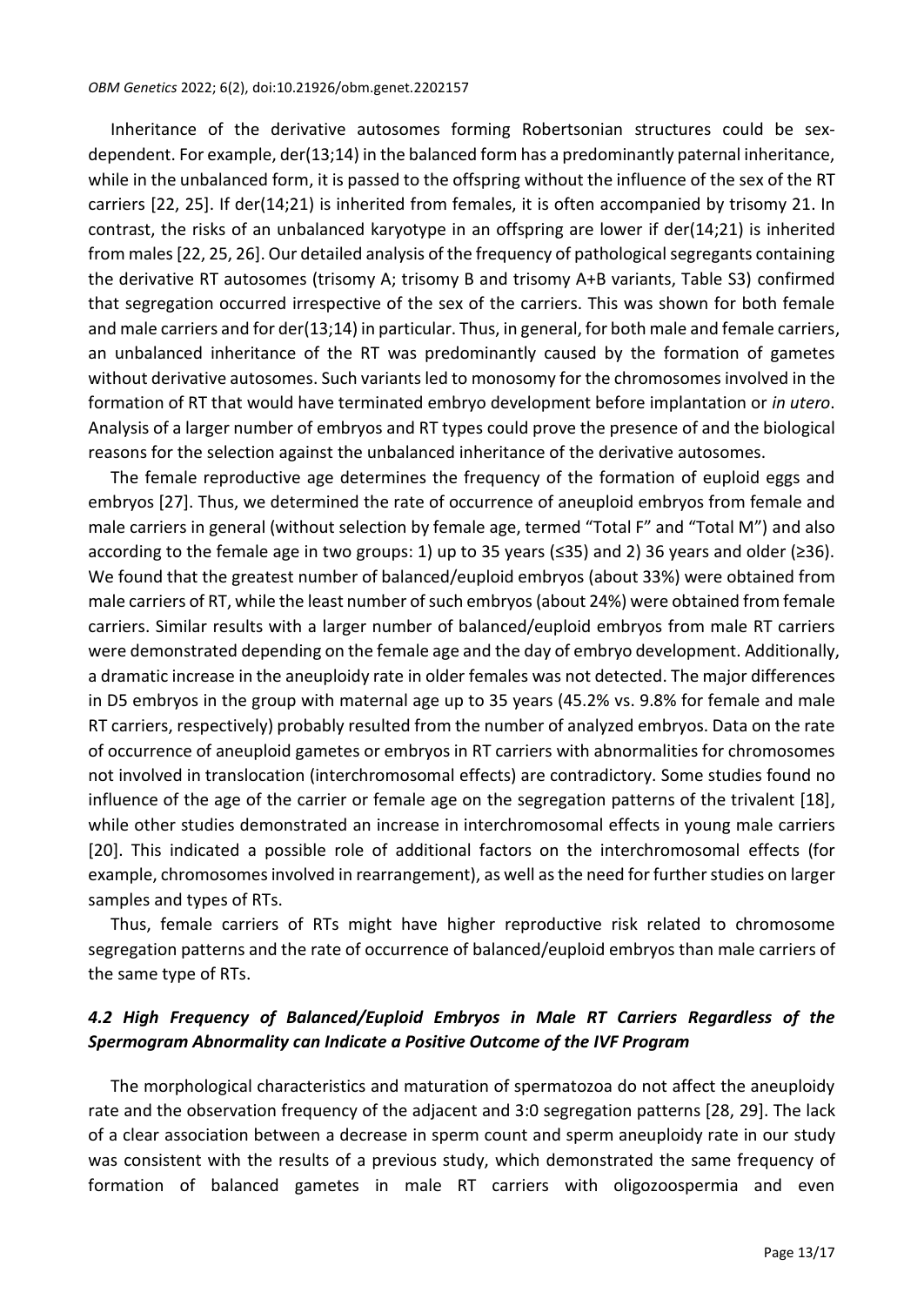Inheritance of the derivative autosomes forming Robertsonian structures could be sex-dependent. For example, der(13;14) in the balanced form has a predominantly paternal inheritance, while in the unbalanced form, it is passed to the offspring without the influence of the sex of the RT carriers [22, 25]. If der(14;21) is inherited from females, it is often accompanied by trisomy 21. In contrast, the risks of an unbalanced karyotype in an offspring are lower if der(14;21) is inherited from males [22, 25, 26]. Our detailed analysis of the frequency of pathological segregants containing the derivative RT autosomes (trisomy A; trisomy B and trisomy A+B variants, Table S3) confirmed that segregation occurred irrespective of the sex of the carriers. This was shown for both female and male carriers and for der(13;14) in particular. Thus, in general, for both male and female carriers, an unbalanced inheritance of the RT was predominantly caused by the formation of gametes without derivative autosomes. Such variants led to monosomy for the chromosomes involved in the formation of RT that would have terminated embryo development before implantation or *in utero*. Analysis of a larger number of embryos and RT types could prove the presence of and the biological reasons for the selection against the unbalanced inheritance of the derivative autosomes.

The female reproductive age determines the frequency of the formation of euploid eggs and embryos [27]. Thus, we determined the rate of occurrence of aneuploid embryos from female and male carriers in general (without selection by female age, termed "Total F" and "Total M") and also according to the female age in two groups: 1) up to 35 years (≤35) and 2) 36 years and older (≥36). We found that the greatest number of balanced/euploid embryos (about 33%) were obtained from male carriers of RT, while the least number of such embryos (about 24%) were obtained from female carriers. Similar results with a larger number of balanced/euploid embryos from male RT carriers were demonstrated depending on the female age and the day of embryo development. Additionally, a dramatic increase in the aneuploidy rate in older females was not detected. The major differences in D5 embryos in the group with maternal age up to 35 years (45.2% vs. 9.8% for female and male RT carriers, respectively) probably resulted from the number of analyzed embryos. Data on the rate of occurrence of aneuploid gametes or embryos in RT carriers with abnormalities for chromosomes not involved in translocation (interchromosomal effects) are contradictory. Some studies found no influence of the age of the carrier or female age on the segregation patterns of the trivalent [18], while other studies demonstrated an increase in interchromosomal effects in young male carriers [20]. This indicated a possible role of additional factors on the interchromosomal effects (for example, chromosomes involved in rearrangement), as well as the need for further studies on larger samples and types of RTs.

Thus, female carriers of RTs might have higher reproductive risk related to chromosome segregation patterns and the rate of occurrence of balanced/euploid embryos than male carriers of the same type of RTs.

### *4.2 High Frequency of Balanced/Euploid Embryos in Male RT Carriers Regardless of the Spermogram Abnormality can Indicate a Positive Outcome of the IVF Program*

The morphological characteristics and maturation of spermatozoa do not affect the aneuploidy rate and the observation frequency of the adjacent and 3:0 segregation patterns [28, 29]. The lack of a clear association between a decrease in sperm count and sperm aneuploidy rate in our study was consistent with the results of a previous study, which demonstrated the same frequency of formation of balanced gametes in male RT carriers with oligozoospermia and even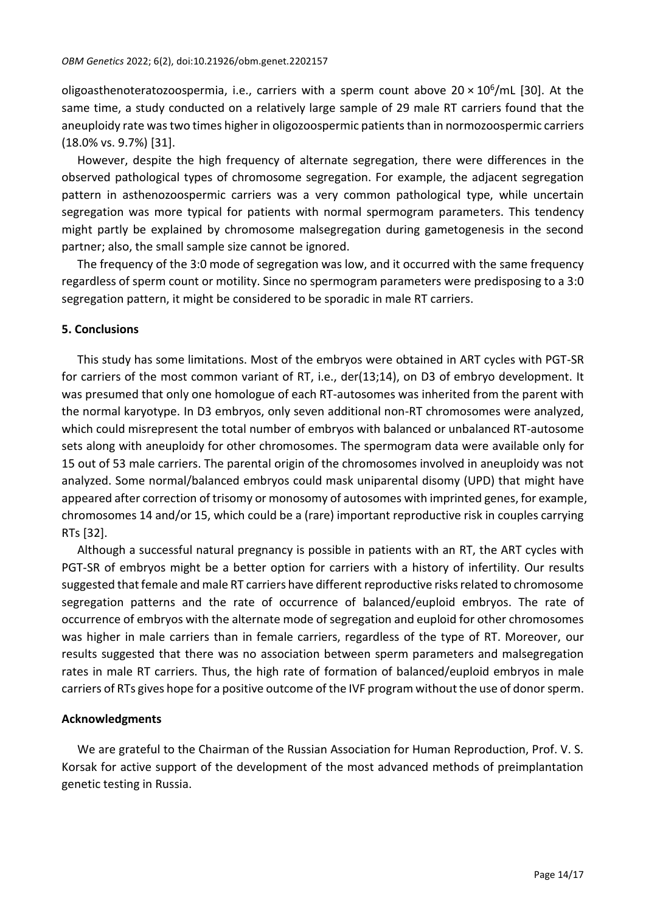oligoasthenoteratozoospermia, i.e., carriers with a sperm count above $20 \times 10^6$/mL [30]. At the same time, a study conducted on a relatively large sample of 29 male RT carriers found that the aneuploidy rate was two times higher in oligozoospermic patients than in normozoospermic carriers (18.0% vs. 9.7%) [31].

However, despite the high frequency of alternate segregation, there were differences in the observed pathological types of chromosome segregation. For example, the adjacent segregation pattern in asthenozoospermic carriers was a very common pathological type, while uncertain segregation was more typical for patients with normal spermogram parameters. This tendency might partly be explained by chromosome malsegregation during gametogenesis in the second partner; also, the small sample size cannot be ignored.

The frequency of the 3:0 mode of segregation was low, and it occurred with the same frequency regardless of sperm count or motility. Since no spermogram parameters were predisposing to a 3:0 segregation pattern, it might be considered to be sporadic in male RT carriers.

## 5. Conclusions

This study has some limitations. Most of the embryos were obtained in ART cycles with PGT-SR for carriers of the most common variant of RT, i.e., der(13;14), on D3 of embryo development. It was presumed that only one homologue of each RT-autosomes was inherited from the parent with the normal karyotype. In D3 embryos, only seven additional non-RT chromosomes were analyzed, which could misrepresent the total number of embryos with balanced or unbalanced RT-autosome sets along with aneuploidy for other chromosomes. The spermogram data were available only for 15 out of 53 male carriers. The parental origin of the chromosomes involved in aneuploidy was not analyzed. Some normal/balanced embryos could mask uniparental disomy (UPD) that might have appeared after correction of trisomy or monosomy of autosomes with imprinted genes, for example, chromosomes 14 and/or 15, which could be a (rare) important reproductive risk in couples carrying RTs [32].

Although a successful natural pregnancy is possible in patients with an RT, the ART cycles with PGT-SR of embryos might be a better option for carriers with a history of infertility. Our results suggested that female and male RT carriers have different reproductive risks related to chromosome segregation patterns and the rate of occurrence of balanced/euploid embryos. The rate of occurrence of embryos with the alternate mode of segregation and euploid for other chromosomes was higher in male carriers than in female carriers, regardless of the type of RT. Moreover, our results suggested that there was no association between sperm parameters and malsegregation rates in male RT carriers. Thus, the high rate of formation of balanced/euploid embryos in male carriers of RTs gives hope for a positive outcome of the IVF program without the use of donor sperm.

## Acknowledgments

We are grateful to the Chairman of the Russian Association for Human Reproduction, Prof. V. S. Korsak for active support of the development of the most advanced methods of preimplantation genetic testing in Russia.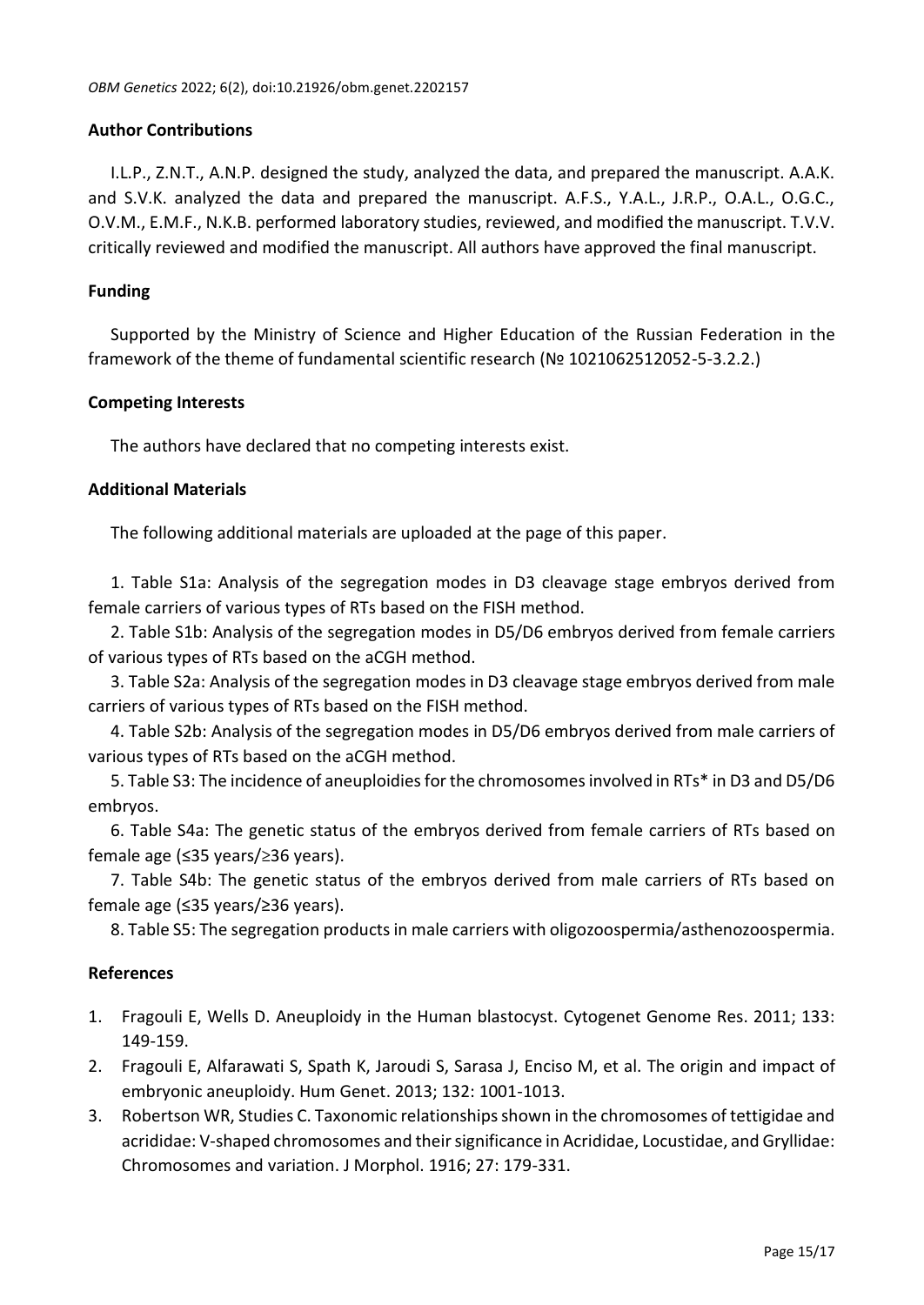## Author Contributions

I.L.P., Z.N.T., A.N.P. designed the study, analyzed the data, and prepared the manuscript. A.A.K. and S.V.K. analyzed the data and prepared the manuscript. A.F.S., Y.A.L., J.R.P., O.A.L., O.G.C., O.V.M., E.M.F., N.K.B. performed laboratory studies, reviewed, and modified the manuscript. T.V.V. critically reviewed and modified the manuscript. All authors have approved the final manuscript.

## Funding

Supported by the Ministry of Science and Higher Education of the Russian Federation in the framework of the theme of fundamental scientific research (№ 1021062512052-5-3.2.2.)

## Competing Interests

The authors have declared that no competing interests exist.

## Additional Materials

The following additional materials are uploaded at the page of this paper.

1. Table S1a: Analysis of the segregation modes in D3 cleavage stage embryos derived from female carriers of various types of RTs based on the FISH method.
2. Table S1b: Analysis of the segregation modes in D5/D6 embryos derived from female carriers of various types of RTs based on the aCGH method.
3. Table S2a: Analysis of the segregation modes in D3 cleavage stage embryos derived from male carriers of various types of RTs based on the FISH method.
4. Table S2b: Analysis of the segregation modes in D5/D6 embryos derived from male carriers of various types of RTs based on the aCGH method.
5. Table S3: The incidence of aneuploidies for the chromosomes involved in RTs* in D3 and D5/D6 embryos.
6. Table S4a: The genetic status of the embryos derived from female carriers of RTs based on female age (≤35 years/≥36 years).
7. Table S4b: The genetic status of the embryos derived from male carriers of RTs based on female age (≤35 years/≥36 years).
8. Table S5: The segregation products in male carriers with oligozoospermia/asthenozoospermia.

## References

1. Fragouli E, Wells D. Aneuploidy in the Human blastocyst. Cytogenet Genome Res. 2011; 133: 149-159.
2. Fragouli E, Alfarawati S, Spath K, Jaroudi S, Sarasa J, Enciso M, et al. The origin and impact of embryonic aneuploidy. Hum Genet. 2013; 132: 1001-1013.
3. Robertson WR, Studies C. Taxonomic relationships shown in the chromosomes of tettigidae and acrididae: V-shaped chromosomes and their significance in Acrididae, Locustidae, and Gryllidae: Chromosomes and variation. J Morphol. 1916; 27: 179-331.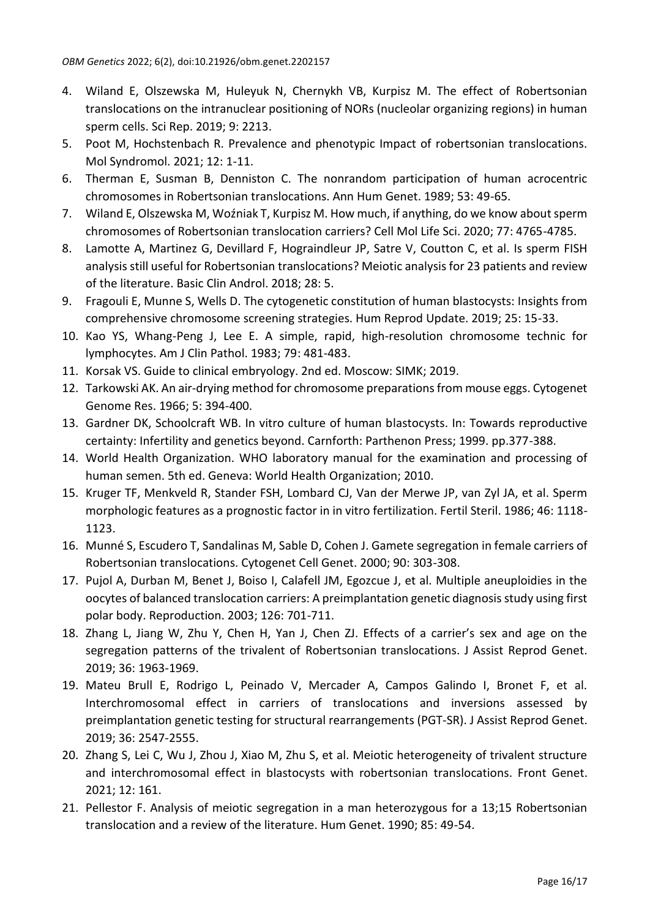4. Wiland E, Olszewska M, Huleyuk N, Chernykh VB, Kurpisz M. The effect of Robertsonian translocations on the intranuclear positioning of NORs (nucleolar organizing regions) in human sperm cells. Sci Rep. 2019; 9: 2213.
5. Poot M, Hochstenbach R. Prevalence and phenotypic Impact of robertsonian translocations. Mol Syndromol. 2021; 12: 1-11.
6. Therman E, Susman B, Denniston C. The nonrandom participation of human acrocentric chromosomes in Robertsonian translocations. Ann Hum Genet. 1989; 53: 49-65.
7. Wiland E, Olszewska M, Woźniak T, Kurpisz M. How much, if anything, do we know about sperm chromosomes of Robertsonian translocation carriers? Cell Mol Life Sci. 2020; 77: 4765-4785.
8. Lamotte A, Martinez G, Devillard F, Hograindleur JP, Satre V, Coutton C, et al. Is sperm FISH analysis still useful for Robertsonian translocations? Meiotic analysis for 23 patients and review of the literature. Basic Clin Androl. 2018; 28: 5.
9. Fragouli E, Munne S, Wells D. The cytogenetic constitution of human blastocysts: Insights from comprehensive chromosome screening strategies. Hum Reprod Update. 2019; 25: 15-33.
10. Kao YS, Whang-Peng J, Lee E. A simple, rapid, high-resolution chromosome technic for lymphocytes. Am J Clin Pathol. 1983; 79: 481-483.
11. Korsak VS. Guide to clinical embryology. 2nd ed. Moscow: SIMK; 2019.
12. Tarkowski AK. An air-drying method for chromosome preparations from mouse eggs. Cytogenet Genome Res. 1966; 5: 394-400.
13. Gardner DK, Schoolcraft WB. In vitro culture of human blastocysts. In: Towards reproductive certainty: Infertility and genetics beyond. Carnforth: Parthenon Press; 1999. pp.377-388.
14. World Health Organization. WHO laboratory manual for the examination and processing of human semen. 5th ed. Geneva: World Health Organization; 2010.
15. Kruger TF, Menkveld R, Stander FSH, Lombard CJ, Van der Merwe JP, van Zyl JA, et al. Sperm morphologic features as a prognostic factor in in vitro fertilization. Fertil Steril. 1986; 46: 1118-1123.
16. Munné S, Escudero T, Sandalinas M, Sable D, Cohen J. Gamete segregation in female carriers of Robertsonian translocations. Cytogenet Cell Genet. 2000; 90: 303-308.
17. Pujol A, Durban M, Benet J, Boiso I, Calafell JM, Egozcue J, et al. Multiple aneuploidies in the oocytes of balanced translocation carriers: A preimplantation genetic diagnosis study using first polar body. Reproduction. 2003; 126: 701-711.
18. Zhang L, Jiang W, Zhu Y, Chen H, Yan J, Chen ZJ. Effects of a carrier's sex and age on the segregation patterns of the trivalent of Robertsonian translocations. J Assist Reprod Genet. 2019; 36: 1963-1969.
19. Mateu Brull E, Rodrigo L, Peinado V, Mercader A, Campos Galindo I, Bronet F, et al. Interchromosomal effect in carriers of translocations and inversions assessed by preimplantation genetic testing for structural rearrangements (PGT-SR). J Assist Reprod Genet. 2019; 36: 2547-2555.
20. Zhang S, Lei C, Wu J, Zhou J, Xiao M, Zhu S, et al. Meiotic heterogeneity of trivalent structure and interchromosomal effect in blastocysts with robertsonian translocations. Front Genet. 2021; 12: 161.
21. Pellestor F. Analysis of meiotic segregation in a man heterozygous for a 13;15 Robertsonian translocation and a review of the literature. Hum Genet. 1990; 85: 49-54.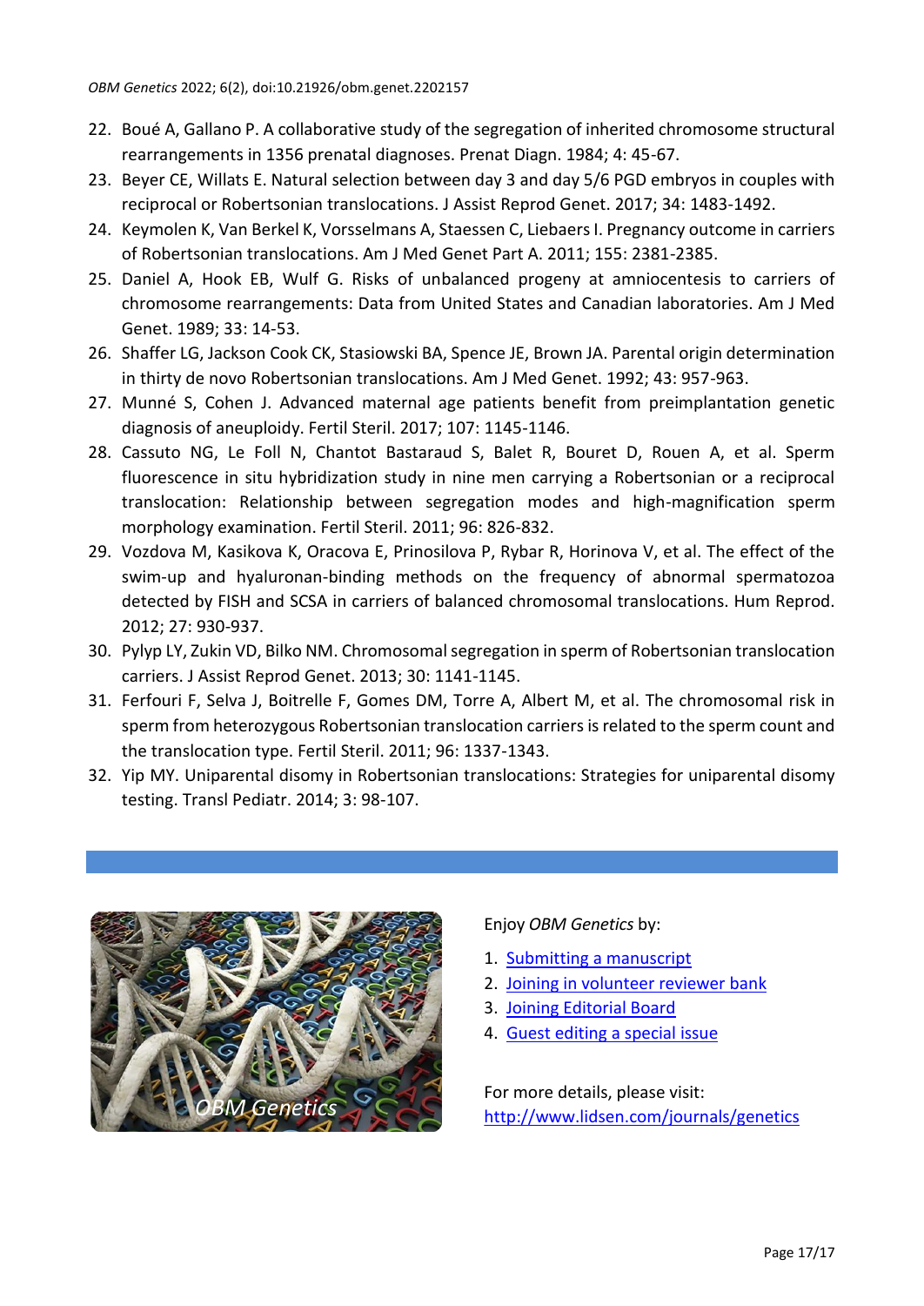22. Boué A, Gallano P. A collaborative study of the segregation of inherited chromosome structural rearrangements in 1356 prenatal diagnoses. Prenat Diagn. 1984; 4: 45-67.
23. Beyer CE, Willats E. Natural selection between day 3 and day 5/6 PGD embryos in couples with reciprocal or Robertsonian translocations. J Assist Reprod Genet. 2017; 34: 1483-1492.
24. Keymolen K, Van Berkel K, Vorsselmans A, Staessen C, Liebaers I. Pregnancy outcome in carriers of Robertsonian translocations. Am J Med Genet Part A. 2011; 155: 2381-2385.
25. Daniel A, Hook EB, Wulf G. Risks of unbalanced progeny at amniocentesis to carriers of chromosome rearrangements: Data from United States and Canadian laboratories. Am J Med Genet. 1989; 33: 14-53.
26. Shaffer LG, Jackson Cook CK, Stasiowski BA, Spence JE, Brown JA. Parental origin determination in thirty de novo Robertsonian translocations. Am J Med Genet. 1992; 43: 957-963.
27. Munné S, Cohen J. Advanced maternal age patients benefit from preimplantation genetic diagnosis of aneuploidy. Fertil Steril. 2017; 107: 1145-1146.
28. Cassuto NG, Le Foll N, Chantot Bastaraud S, Balet R, Bouret D, Rouen A, et al. Sperm fluorescence in situ hybridization study in nine men carrying a Robertsonian or a reciprocal translocation: Relationship between segregation modes and high-magnification sperm morphology examination. Fertil Steril. 2011; 96: 826-832.
29. Vozdova M, Kasikova K, Oracova E, Prinosilova P, Rybar R, Horinova V, et al. The effect of the swim-up and hyaluronan-binding methods on the frequency of abnormal spermatozoa detected by FISH and SCSA in carriers of balanced chromosomal translocations. Hum Reprod. 2012; 27: 930-937.
30. Pylyp LY, Zukin VD, Bilko NM. Chromosomal segregation in sperm of Robertsonian translocation carriers. J Assist Reprod Genet. 2013; 30: 1141-1145.
31. Ferfouri F, Selva J, Boitrelle F, Gomes DM, Torre A, Albert M, et al. The chromosomal risk in sperm from heterozygous Robertsonian translocation carriers is related to the sperm count and the translocation type. Fertil Steril. 2011; 96: 1337-1343.
32. Yip MY. Uniparental disomy in Robertsonian translocations: Strategies for uniparental disomy testing. Transl Pediatr. 2014; 3: 98-107.

Enjoy *OBM Genetics* by:

1. Submitting a manuscript
2. Joining in volunteer reviewer bank
3. Joining Editorial Board
4. Guest editing a special issue

For more details, please visit:
http://www.lidsen.com/journals/genetics